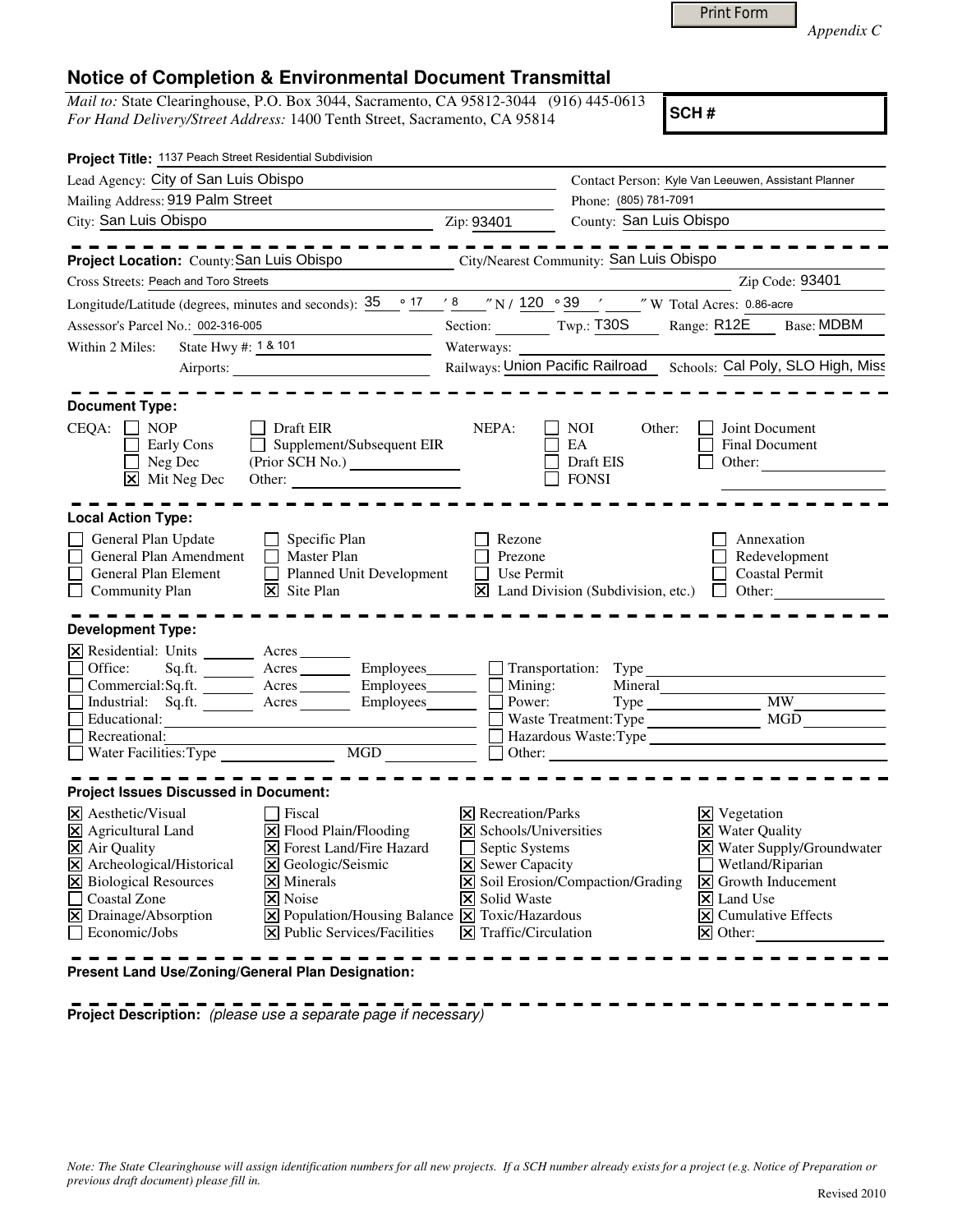Print Form

*Appendix C*

# Notice of Completion & Environmental Document Transmittal

*Mail to:* State Clearinghouse, P.O. Box 3044, Sacramento, CA 95812-3044 (916) 445-0613
*For Hand Delivery/Street Address:* 1400 Tenth Street, Sacramento, CA 95814

**SCH #**

**Project Title:** 1137 Peach Street Residential Subdivision

Lead Agency: City of San Luis Obispo
Contact Person: Kyle Van Leeuwen, Assistant Planner
Mailing Address: 919 Palm Street
Phone: (805) 781-7091
City: San Luis Obispo
Zip: 93401
County: San Luis Obispo

---

**Project Location:** County: San Luis Obispo
City/Nearest Community: San Luis Obispo
Cross Streets: Peach and Toro Streets
Zip Code: 93401
Longitude/Latitude (degrees, minutes and seconds): 35 ° 17 ′ 8 ″ N / 120 ° 39 ′ ″ W
Total Acres: 0.86-acre
Assessor's Parcel No.: 002-316-005
Section:
Twp.: T30S
Range: R12E
Base: MDBM
Within 2 Miles: State Hwy #: 1 & 101
Waterways:
Airports:
Railways: Union Pacific Railroad
Schools: Cal Poly, SLO High, Miss

---

**Document Type:**

CEQA:
- ☐ NOP
- ☐ Early Cons
- ☐ Neg Dec
- ☒ Mit Neg Dec
- ☐ Draft EIR
- ☐ Supplement/Subsequent EIR (Prior SCH No.)
- Other:

NEPA:
- ☐ NOI
- ☐ EA
- ☐ Draft EIS
- ☐ FONSI

Other:
- ☐ Joint Document
- ☐ Final Document
- ☐ Other:

---

**Local Action Type:**

- ☐ General Plan Update
- ☐ General Plan Amendment
- ☐ General Plan Element
- ☐ Community Plan
- ☐ Specific Plan
- ☐ Master Plan
- ☐ Planned Unit Development
- ☒ Site Plan
- ☐ Rezone
- ☐ Prezone
- ☐ Use Permit
- ☒ Land Division (Subdivision, etc.)
- ☐ Annexation
- ☐ Redevelopment
- ☐ Coastal Permit
- ☐ Other:

---

**Development Type:**

- ☒ Residential: Units ___ Acres ___
- ☐ Office: Sq.ft. ___ Acres ___ Employees ___
- ☐ Commercial: Sq.ft. ___ Acres ___ Employees ___
- ☐ Industrial: Sq.ft. ___ Acres ___ Employees ___
- ☐ Educational:
- ☐ Recreational:
- ☐ Water Facilities: Type ___ MGD ___
- ☐ Transportation: Type
- ☐ Mining: Mineral
- ☐ Power: Type ___ MW
- ☐ Waste Treatment: Type ___ MGD
- ☐ Hazardous Waste: Type
- ☐ Other:

---

**Project Issues Discussed in Document:**

- ☒ Aesthetic/Visual
- ☒ Agricultural Land
- ☒ Air Quality
- ☒ Archeological/Historical
- ☒ Biological Resources
- ☐ Coastal Zone
- ☒ Drainage/Absorption
- ☐ Economic/Jobs
- ☐ Fiscal
- ☒ Flood Plain/Flooding
- ☒ Forest Land/Fire Hazard
- ☒ Geologic/Seismic
- ☒ Minerals
- ☒ Noise
- ☒ Population/Housing Balance
- ☒ Public Services/Facilities
- ☒ Recreation/Parks
- ☒ Schools/Universities
- ☐ Septic Systems
- ☒ Sewer Capacity
- ☒ Soil Erosion/Compaction/Grading
- ☒ Solid Waste
- ☒ Toxic/Hazardous
- ☒ Traffic/Circulation
- ☒ Vegetation
- ☒ Water Quality
- ☒ Water Supply/Groundwater
- ☐ Wetland/Riparian
- ☒ Growth Inducement
- ☒ Land Use
- ☒ Cumulative Effects
- ☒ Other:

---

**Present Land Use/Zoning/General Plan Designation:**

---

**Project Description:** *(please use a separate page if necessary)*

*Note: The State Clearinghouse will assign identification numbers for all new projects. If a SCH number already exists for a project (e.g. Notice of Preparation or previous draft document) please fill in.*

Revised 2010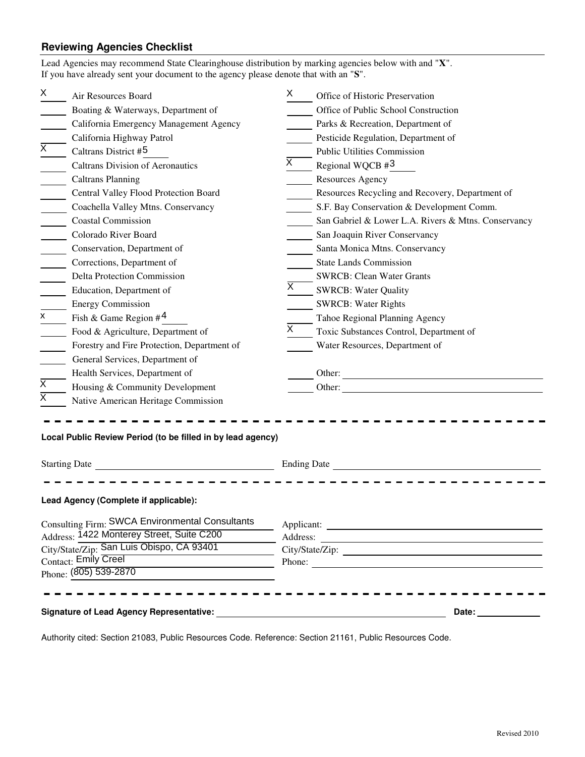## Reviewing Agencies Checklist

Lead Agencies may recommend State Clearinghouse distribution by marking agencies below with and "**X**".
If you have already sent your document to the agency please denote that with an "**S**".

| | | | |
|---|---|---|---|
| X | Air Resources Board | X | Office of Historic Preservation |
| | Boating & Waterways, Department of | | Office of Public School Construction |
| | California Emergency Management Agency | | Parks & Recreation, Department of |
| | California Highway Patrol | | Pesticide Regulation, Department of |
| X | Caltrans District # 5 | | Public Utilities Commission |
| | Caltrans Division of Aeronautics | X | Regional WQCB # 3 |
| | Caltrans Planning | | Resources Agency |
| | Central Valley Flood Protection Board | | Resources Recycling and Recovery, Department of |
| | Coachella Valley Mtns. Conservancy | | S.F. Bay Conservation & Development Comm. |
| | Coastal Commission | | San Gabriel & Lower L.A. Rivers & Mtns. Conservancy |
| | Colorado River Board | | San Joaquin River Conservancy |
| | Conservation, Department of | | Santa Monica Mtns. Conservancy |
| | Corrections, Department of | | State Lands Commission |
| | Delta Protection Commission | | SWRCB: Clean Water Grants |
| | Education, Department of | X | SWRCB: Water Quality |
| | Energy Commission | | SWRCB: Water Rights |
| x | Fish & Game Region # 4 | | Tahoe Regional Planning Agency |
| | Food & Agriculture, Department of | X | Toxic Substances Control, Department of |
| | Forestry and Fire Protection, Department of | | Water Resources, Department of |
| | General Services, Department of | | |
| | Health Services, Department of | | Other: |
| X | Housing & Community Development | | Other: |
| X | Native American Heritage Commission | | |

---

**Local Public Review Period (to be filled in by lead agency)**

Starting Date ______________________ Ending Date ______________________

---

**Lead Agency (Complete if applicable):**

| | |
|---|---|
| Consulting Firm: SWCA Environmental Consultants | Applicant: |
| Address: 1422 Monterey Street, Suite C200 | Address: |
| City/State/Zip: San Luis Obispo, CA 93401 | City/State/Zip: |
| Contact: Emily Creel | Phone: |
| Phone: (805) 539-2870 | |

---

**Signature of Lead Agency Representative:** ______________________ **Date:** __________

Authority cited: Section 21083, Public Resources Code. Reference: Section 21161, Public Resources Code.

Revised 2010